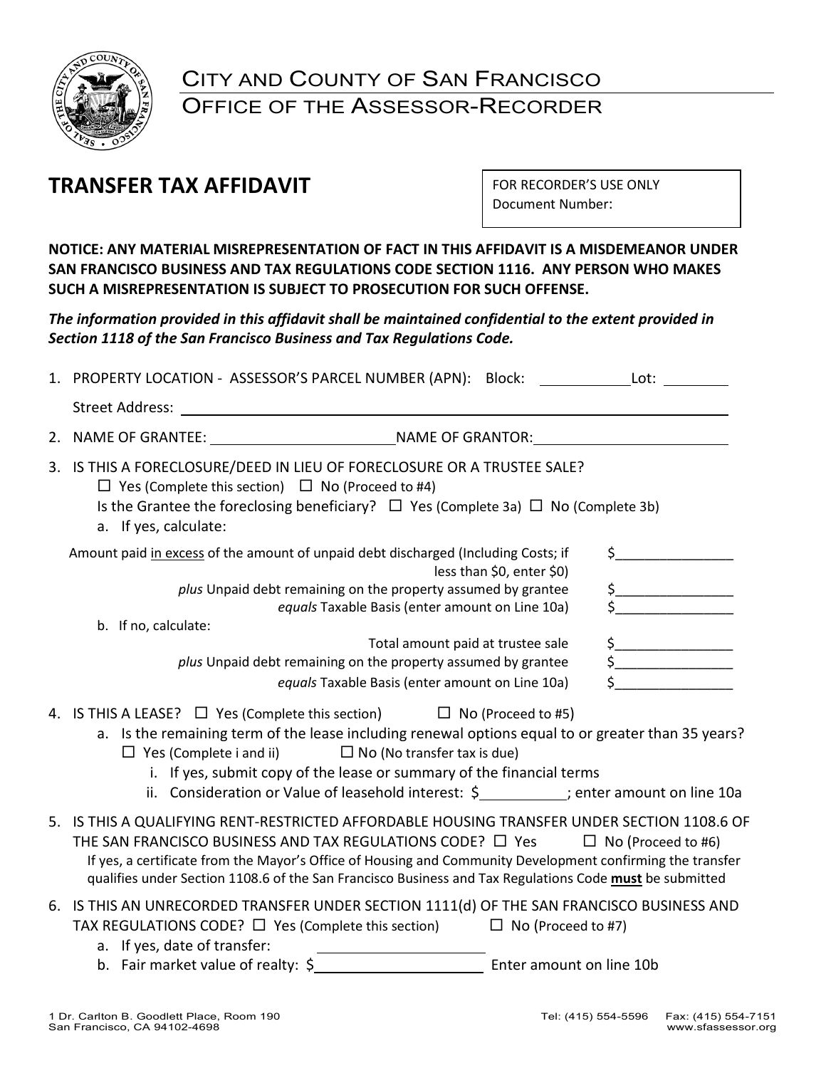# City and County of San Francisco
## Office of the Assessor-Recorder

# TRANSFER TAX AFFIDAVIT

FOR RECORDER'S USE ONLY
Document Number:

**NOTICE: ANY MATERIAL MISREPRESENTATION OF FACT IN THIS AFFIDAVIT IS A MISDEMEANOR UNDER SAN FRANCISCO BUSINESS AND TAX REGULATIONS CODE SECTION 1116. ANY PERSON WHO MAKES SUCH A MISREPRESENTATION IS SUBJECT TO PROSECUTION FOR SUCH OFFENSE.**

***The information provided in this affidavit shall be maintained confidential to the extent provided in Section 1118 of the San Francisco Business and Tax Regulations Code.***

1. PROPERTY LOCATION - ASSESSOR'S PARCEL NUMBER (APN): Block: ____________ Lot: _________

   Street Address: ______________________________________________

2. NAME OF GRANTEE: ________________________ NAME OF GRANTOR: ________________________

3. IS THIS A FORECLOSURE/DEED IN LIEU OF FORECLOSURE OR A TRUSTEE SALE?

   ☐ Yes (Complete this section) ☐ No (Proceed to #4)

   Is the Grantee the foreclosing beneficiary? ☐ Yes (Complete 3a) ☐ No (Complete 3b)

   a. If yes, calculate:

   | | |
   |---|---|
   | Amount paid <u>in excess</u> of the amount of unpaid debt discharged (Including Costs; if less than $0, enter $0) | $________________ |
   | *plus* Unpaid debt remaining on the property assumed by grantee | $________________ |
   | *equals* Taxable Basis (enter amount on Line 10a) | $________________ |

   b. If no, calculate:

   | | |
   |---|---|
   | Total amount paid at trustee sale | $________________ |
   | *plus* Unpaid debt remaining on the property assumed by grantee | $________________ |
   | *equals* Taxable Basis (enter amount on Line 10a) | $________________ |

4. IS THIS A LEASE? ☐ Yes (Complete this section) ☐ No (Proceed to #5)

   a. Is the remaining term of the lease including renewal options equal to or greater than 35 years?

      ☐ Yes (Complete i and ii) ☐ No (No transfer tax is due)

      i. If yes, submit copy of the lease or summary of the financial terms

      ii. Consideration or Value of leasehold interest: $__________; enter amount on line 10a

5. IS THIS A QUALIFYING RENT-RESTRICTED AFFORDABLE HOUSING TRANSFER UNDER SECTION 1108.6 OF THE SAN FRANCISCO BUSINESS AND TAX REGULATIONS CODE? ☐ Yes ☐ No (Proceed to #6)

   If yes, a certificate from the Mayor's Office of Housing and Community Development confirming the transfer qualifies under Section 1108.6 of the San Francisco Business and Tax Regulations Code **<u>must</u>** be submitted

6. IS THIS AN UNRECORDED TRANSFER UNDER SECTION 1111(d) OF THE SAN FRANCISCO BUSINESS AND TAX REGULATIONS CODE? ☐ Yes (Complete this section) ☐ No (Proceed to #7)

   a. If yes, date of transfer: ____________________

   b. Fair market value of realty: $____________________ Enter amount on line 10b

1 Dr. Carlton B. Goodlett Place, Room 190
San Francisco, CA 94102-4698

Tel: (415) 554-5596 Fax: (415) 554-7151
www.sfassessor.org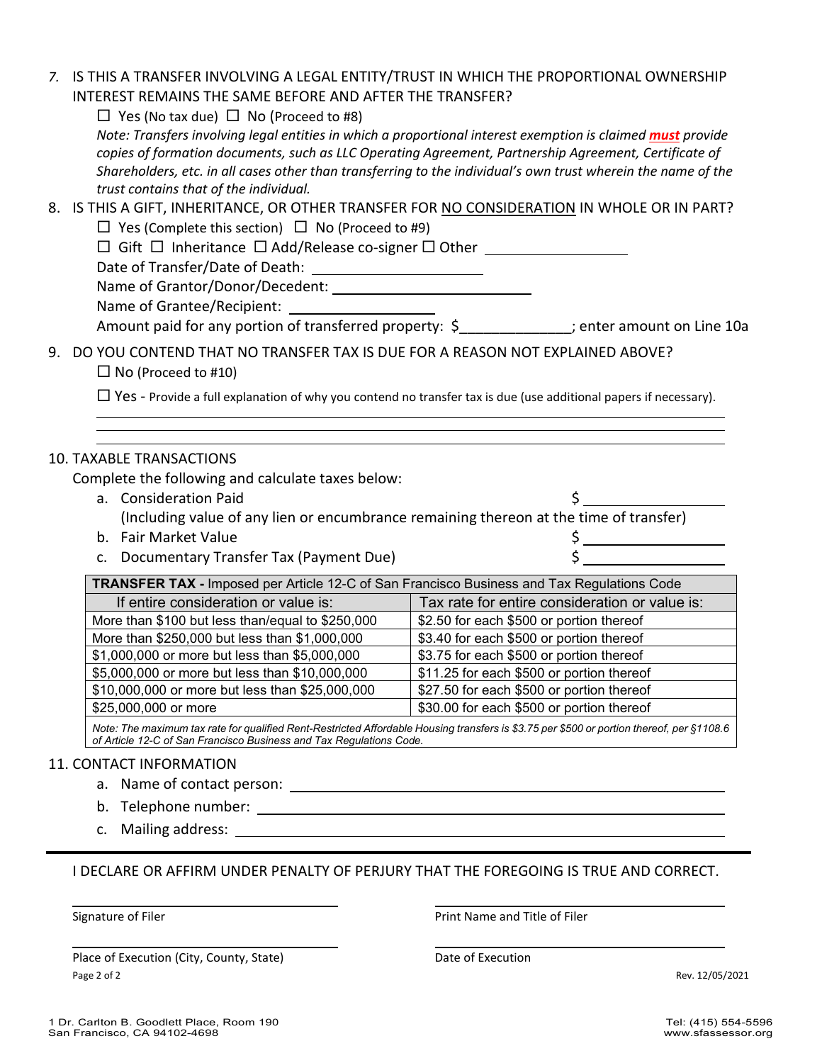7. IS THIS A TRANSFER INVOLVING A LEGAL ENTITY/TRUST IN WHICH THE PROPORTIONAL OWNERSHIP INTEREST REMAINS THE SAME BEFORE AND AFTER THE TRANSFER?

   ☐ Yes (No tax due) ☐ No (Proceed to #8)

   *Note: Transfers involving legal entities in which a proportional interest exemption is claimed **must** provide copies of formation documents, such as LLC Operating Agreement, Partnership Agreement, Certificate of Shareholders, etc. in all cases other than transferring to the individual's own trust wherein the name of the trust contains that of the individual.*

8. IS THIS A GIFT, INHERITANCE, OR OTHER TRANSFER FOR NO CONSIDERATION IN WHOLE OR IN PART?

   ☐ Yes (Complete this section) ☐ No (Proceed to #9)

   ☐ Gift ☐ Inheritance ☐ Add/Release co-signer ☐ Other ____________________

   Date of Transfer/Date of Death: ____________________

   Name of Grantor/Donor/Decedent: ____________________

   Name of Grantee/Recipient: ____________________

   Amount paid for any portion of transferred property: $______________; enter amount on Line 10a

9. DO YOU CONTEND THAT NO TRANSFER TAX IS DUE FOR A REASON NOT EXPLAINED ABOVE?

   ☐ No (Proceed to #10)

   ☐ Yes - Provide a full explanation of why you contend no transfer tax is due (use additional papers if necessary).

   ______________________________________________________________________

   ______________________________________________________________________

   ______________________________________________________________________

10. TAXABLE TRANSACTIONS

    Complete the following and calculate taxes below:

    a. Consideration Paid $ ____________________
       (Including value of any lien or encumbrance remaining thereon at the time of transfer)
    b. Fair Market Value $ ____________________
    c. Documentary Transfer Tax (Payment Due) $ ____________________

| **TRANSFER TAX -** Imposed per Article 12-C of San Francisco Business and Tax Regulations Code | |
|---|---|
| If entire consideration or value is: | Tax rate for entire consideration or value is: |
| More than $100 but less than/equal to $250,000 | $2.50 for each $500 or portion thereof |
| More than $250,000 but less than $1,000,000 | $3.40 for each $500 or portion thereof |
| $1,000,000 or more but less than $5,000,000 | $3.75 for each $500 or portion thereof |
| $5,000,000 or more but less than $10,000,000 | $11.25 for each $500 or portion thereof |
| $10,000,000 or more but less than $25,000,000 | $27.50 for each $500 or portion thereof |
| $25,000,000 or more | $30.00 for each $500 or portion thereof |

*Note: The maximum tax rate for qualified Rent-Restricted Affordable Housing transfers is $3.75 per $500 or portion thereof, per §1108.6 of Article 12-C of San Francisco Business and Tax Regulations Code.*

11. CONTACT INFORMATION

    a. Name of contact person: ____________________
    b. Telephone number: ____________________
    c. Mailing address: ____________________

---

I DECLARE OR AFFIRM UNDER PENALTY OF PERJURY THAT THE FOREGOING IS TRUE AND CORRECT.

____________________ Signature of Filer

____________________ Print Name and Title of Filer

____________________ Place of Execution (City, County, State)

____________________ Date of Execution

Rev. 12/05/2021

1 Dr. Carlton B. Goodlett Place, Room 190
San Francisco, CA 94102-4698

Tel: (415) 554-5596
www.sfassessor.org